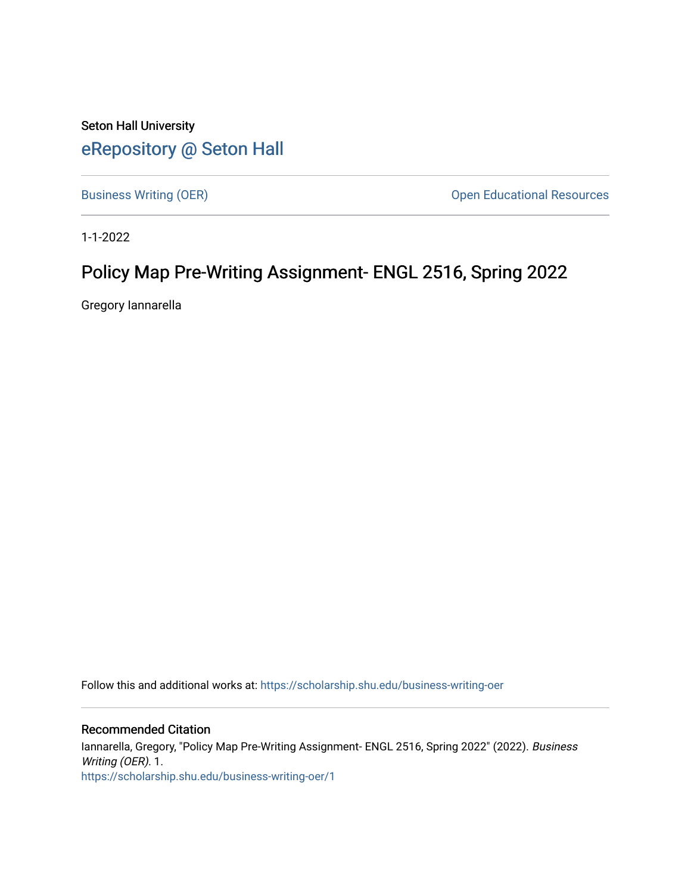Seton Hall University

# eRepository @ Seton Hall

Business Writing (OER) | Open Educational Resources

1-1-2022

## Policy Map Pre-Writing Assignment- ENGL 2516, Spring 2022

Gregory Iannarella

Follow this and additional works at: https://scholarship.shu.edu/business-writing-oer

### Recommended Citation

Iannarella, Gregory, "Policy Map Pre-Writing Assignment- ENGL 2516, Spring 2022" (2022). *Business Writing (OER)*. 1.
https://scholarship.shu.edu/business-writing-oer/1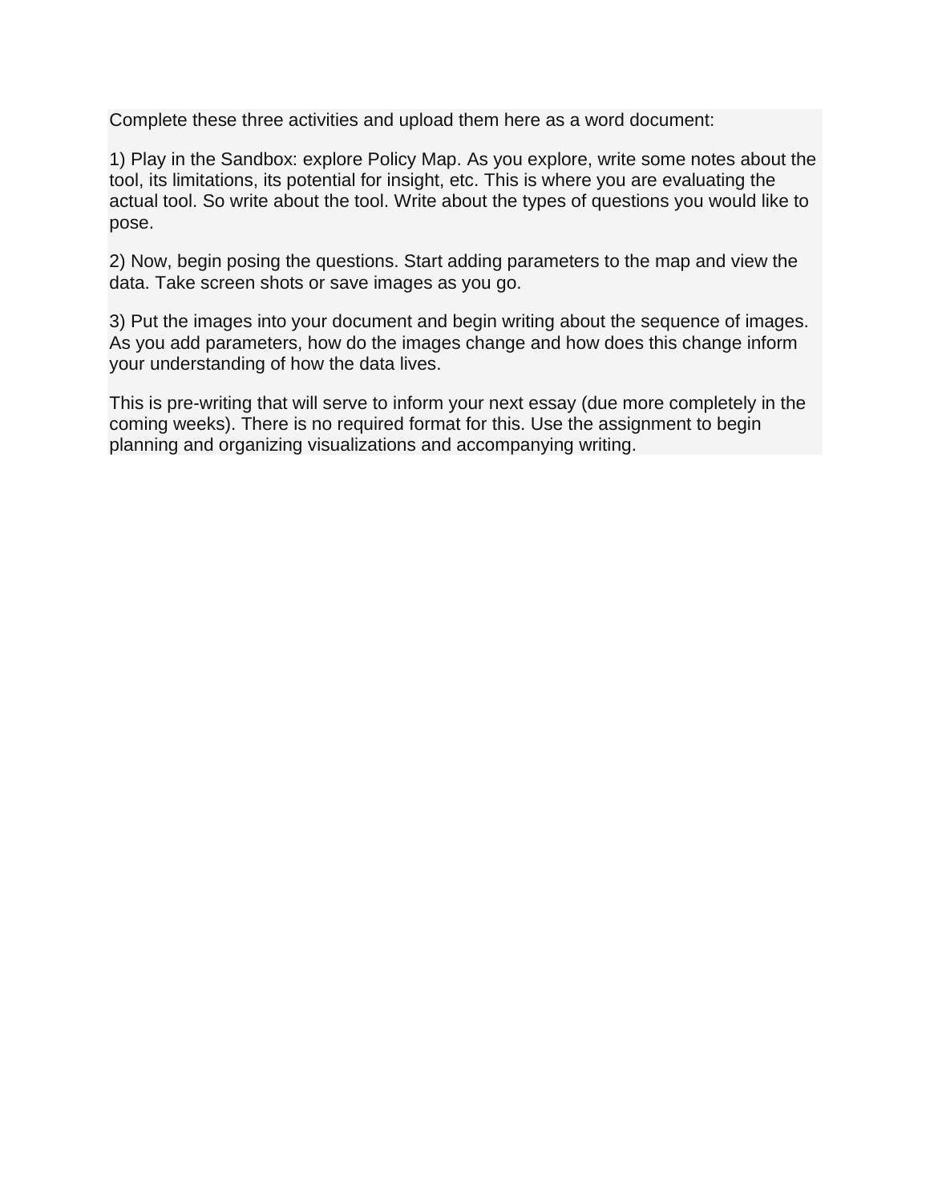Complete these three activities and upload them here as a word document:

1) Play in the Sandbox: explore Policy Map. As you explore, write some notes about the tool, its limitations, its potential for insight, etc. This is where you are evaluating the actual tool. So write about the tool. Write about the types of questions you would like to pose.

2) Now, begin posing the questions. Start adding parameters to the map and view the data. Take screen shots or save images as you go.

3) Put the images into your document and begin writing about the sequence of images. As you add parameters, how do the images change and how does this change inform your understanding of how the data lives.

This is pre-writing that will serve to inform your next essay (due more completely in the coming weeks). There is no required format for this. Use the assignment to begin planning and organizing visualizations and accompanying writing.